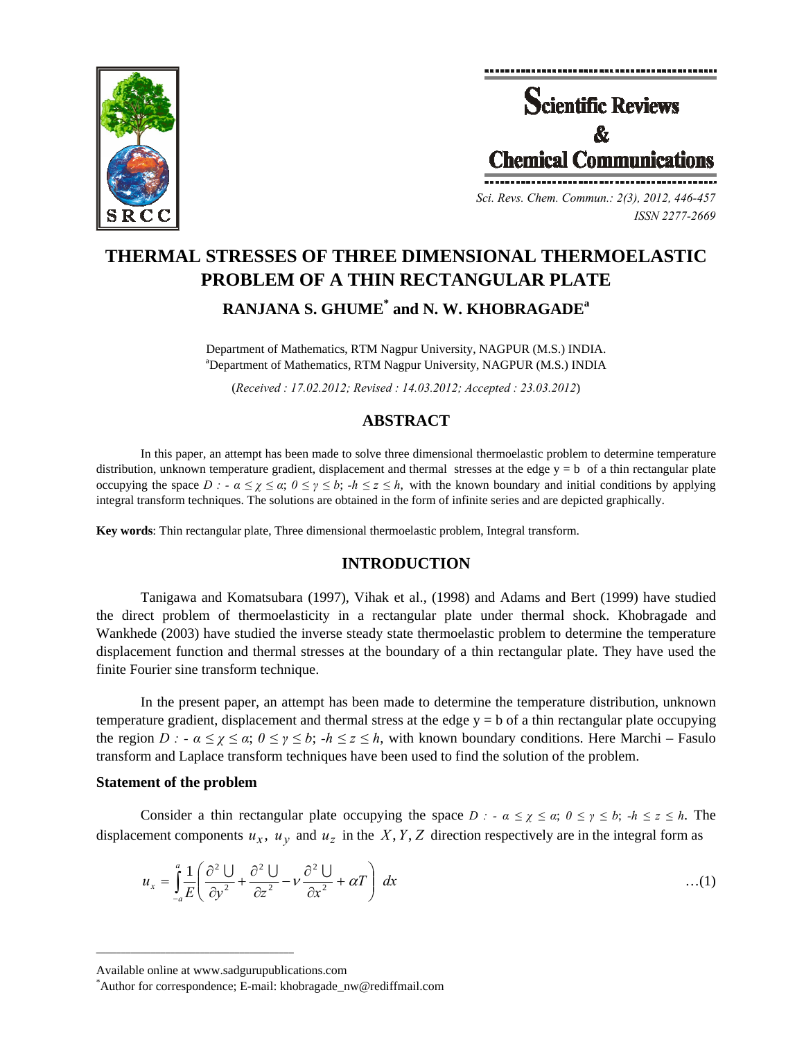# THERMAL STRESSES OF THREE DIMENSIONAL THERMOELASTIC PROBLEM OF A THIN RECTANGULAR PLATE

## RANJANA S. GHUME* and N. W. KHOBRAGADE[a]

Department of Mathematics, RTM Nagpur University, NAGPUR (M.S.) INDIA.
[a]Department of Mathematics, RTM Nagpur University, NAGPUR (M.S.) INDIA

(*Received : 17.02.2012; Revised : 14.03.2012; Accepted : 23.03.2012*)

## ABSTRACT

In this paper, an attempt has been made to solve three dimensional thermoelastic problem to determine temperature distribution, unknown temperature gradient, displacement and thermal stresses at the edge y = b of a thin rectangular plate occupying the space $D : - \alpha \leq \chi \leq \alpha;\ 0 \leq \gamma \leq b;\ -h \leq z \leq h$, with the known boundary and initial conditions by applying integral transform techniques. The solutions are obtained in the form of infinite series and are depicted graphically.

**Key words**: Thin rectangular plate, Three dimensional thermoelastic problem, Integral transform.

## INTRODUCTION

Tanigawa and Komatsubara (1997), Vihak et al., (1998) and Adams and Bert (1999) have studied the direct problem of thermoelasticity in a rectangular plate under thermal shock. Khobragade and Wankhede (2003) have studied the inverse steady state thermoelastic problem to determine the temperature displacement function and thermal stresses at the boundary of a thin rectangular plate. They have used the finite Fourier sine transform technique.

In the present paper, an attempt has been made to determine the temperature distribution, unknown temperature gradient, displacement and thermal stress at the edge y = b of a thin rectangular plate occupying the region $D : - \alpha \leq \chi \leq \alpha;\ 0 \leq \gamma \leq b;\ -h \leq z \leq h$, with known boundary conditions. Here Marchi – Fasulo transform and Laplace transform techniques have been used to find the solution of the problem.

### Statement of the problem

Consider a thin rectangular plate occupying the space $D : - \alpha \leq \chi \leq \alpha;\ 0 \leq \gamma \leq b;\ -h \leq z \leq h$. The displacement components $u_x$, $u_y$ and $u_z$ in the $X, Y, Z$ direction respectively are in the integral form as

$$u_x = \int_{-a}^{a} \frac{1}{E}\left( \frac{\partial^2 U}{\partial y^2} + \frac{\partial^2 U}{\partial z^2} - \nu \frac{\partial^2 U}{\partial x^2} + \alpha T \right) dx \qquad \ldots(1)$$

Available online at www.sadgurupublications.com

*Author for correspondence; E-mail: khobragade_nw@rediffmail.com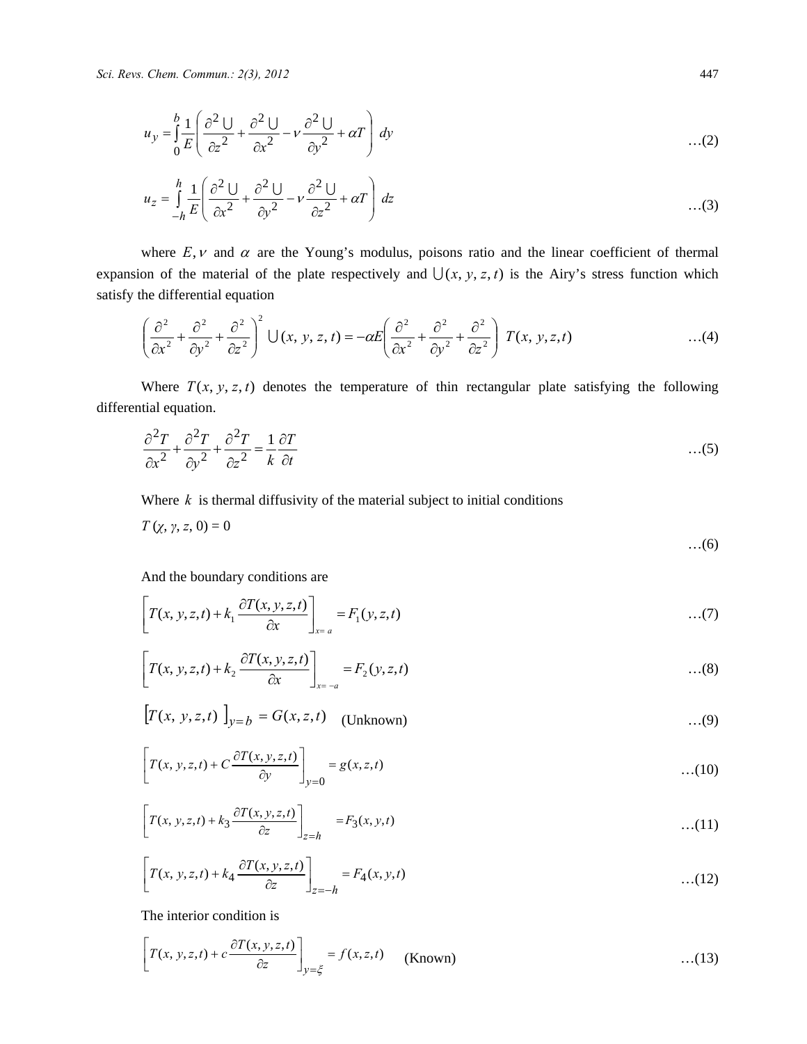$$u_y = \int_0^b \frac{1}{E}\left(\frac{\partial^2 \cup}{\partial z^2} + \frac{\partial^2 \cup}{\partial x^2} - \nu \frac{\partial^2 \cup}{\partial y^2} + \alpha T\right) dy \qquad \ldots(2)$$

$$u_z = \int_{-h}^{h} \frac{1}{E}\left(\frac{\partial^2 \cup}{\partial x^2} + \frac{\partial^2 \cup}{\partial y^2} - \nu \frac{\partial^2 \cup}{\partial z^2} + \alpha T\right) dz \qquad \ldots(3)$$

where $E, \nu$ and $\alpha$ are the Young's modulus, poisons ratio and the linear coefficient of thermal expansion of the material of the plate respectively and $\cup(x, y, z, t)$ is the Airy's stress function which satisfy the differential equation

$$\left(\frac{\partial^2}{\partial x^2} + \frac{\partial^2}{\partial y^2} + \frac{\partial^2}{\partial z^2}\right)^2 \cup(x, y, z, t) = -\alpha E\left(\frac{\partial^2}{\partial x^2} + \frac{\partial^2}{\partial y^2} + \frac{\partial^2}{\partial z^2}\right) T(x, y, z, t) \qquad \ldots(4)$$

Where $T(x, y, z, t)$ denotes the temperature of thin rectangular plate satisfying the following differential equation.

$$\frac{\partial^2 T}{\partial x^2} + \frac{\partial^2 T}{\partial y^2} + \frac{\partial^2 T}{\partial z^2} = \frac{1}{k}\frac{\partial T}{\partial t} \qquad \ldots(5)$$

Where $k$ is thermal diffusivity of the material subject to initial conditions

$$T(\chi, \gamma, z, 0) = 0 \qquad \ldots(6)$$

And the boundary conditions are

$$\left[T(x, y, z, t) + k_1 \frac{\partial T(x, y, z, t)}{\partial x}\right]_{x=a} = F_1(y, z, t) \qquad \ldots(7)$$

$$\left[T(x, y, z, t) + k_2 \frac{\partial T(x, y, z, t)}{\partial x}\right]_{x=-a} = F_2(y, z, t) \qquad \ldots(8)$$

$$\left[T(x, y, z, t)\right]_{y=b} = G(x, z, t) \quad \text{(Unknown)} \qquad \ldots(9)$$

$$\left[T(x, y, z, t) + C \frac{\partial T(x, y, z, t)}{\partial y}\right]_{y=0} = g(x, z, t) \qquad \ldots(10)$$

$$\left[T(x, y, z, t) + k_3 \frac{\partial T(x, y, z, t)}{\partial z}\right]_{z=h} = F_3(x, y, t) \qquad \ldots(11)$$

$$\left[T(x, y, z, t) + k_4 \frac{\partial T(x, y, z, t)}{\partial z}\right]_{z=-h} = F_4(x, y, t) \qquad \ldots(12)$$

The interior condition is

$$\left[T(x, y, z, t) + c \frac{\partial T(x, y, z, t)}{\partial z}\right]_{y=\xi} = f(x, z, t) \quad \text{(Known)} \qquad \ldots(13)$$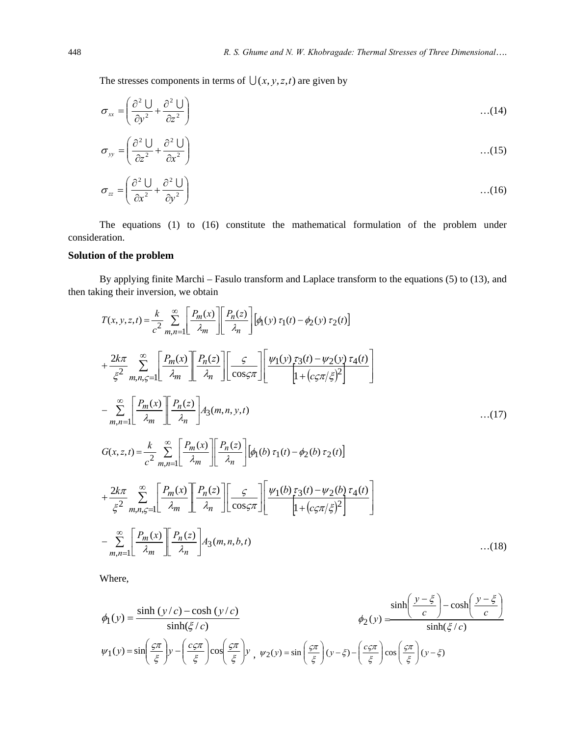The stresses components in terms of $\bigcup(x, y, z, t)$ are given by

$$\sigma_{xx} = \left( \frac{\partial^2 \bigcup}{\partial y^2} + \frac{\partial^2 \bigcup}{\partial z^2} \right) \qquad \ldots(14)$$

$$\sigma_{yy} = \left( \frac{\partial^2 \bigcup}{\partial z^2} + \frac{\partial^2 \bigcup}{\partial x^2} \right) \qquad \ldots(15)$$

$$\sigma_{zz} = \left( \frac{\partial^2 \bigcup}{\partial x^2} + \frac{\partial^2 \bigcup}{\partial y^2} \right) \qquad \ldots(16)$$

The equations (1) to (16) constitute the mathematical formulation of the problem under consideration.

## Solution of the problem

By applying finite Marchi – Fasulo transform and Laplace transform to the equations (5) to (13), and then taking their inversion, we obtain

$$T(x,y,z,t) = \frac{k}{c^2} \sum_{m,n=1}^{\infty} \left[ \frac{P_m(x)}{\lambda_m} \right] \left[ \frac{P_n(z)}{\lambda_n} \right] \left[ \phi_1(y)\, \tau_1(t) - \phi_2(y)\, \tau_2(t) \right]$$

$$+ \frac{2k\pi}{\xi^2} \sum_{m,n,\varsigma=1}^{\infty} \left[ \frac{P_m(x)}{\lambda_m} \right] \left[ \frac{P_n(z)}{\lambda_n} \right] \left[ \frac{\varsigma}{\cos\varsigma\pi} \right] \left[ \frac{\psi_1(y)\, \tau_3(t) - \psi_2(y)\, \tau_4(t)}{\left[ 1 + (c\varsigma\pi/\xi)^2 \right]} \right]$$

$$- \sum_{m,n=1}^{\infty} \left[ \frac{P_m(x)}{\lambda_m} \right] \left[ \frac{P_n(z)}{\lambda_n} \right] A_3(m,n,y,t) \qquad \ldots(17)$$

$$G(x,z,t) = \frac{k}{c^2} \sum_{m,n=1}^{\infty} \left[ \frac{P_m(x)}{\lambda_m} \right] \left[ \frac{P_n(z)}{\lambda_n} \right] \left[ \phi_1(b)\, \tau_1(t) - \phi_2(b)\, \tau_2(t) \right]$$

$$+ \frac{2k\pi}{\xi^2} \sum_{m,n,\varsigma=1}^{\infty} \left[ \frac{P_m(x)}{\lambda_m} \right] \left[ \frac{P_n(z)}{\lambda_n} \right] \left[ \frac{\varsigma}{\cos\varsigma\pi} \right] \left[ \frac{\psi_1(b)\, \tau_3(t) - \psi_2(b)\, \tau_4(t)}{\left[ 1 + (c\varsigma\pi/\xi)^2 \right]} \right]$$

$$- \sum_{m,n=1}^{\infty} \left[ \frac{P_m(x)}{\lambda_m} \right] \left[ \frac{P_n(z)}{\lambda_n} \right] A_3(m,n,b,t) \qquad \ldots(18)$$

Where,

$$\phi_1(y) = \frac{\sinh(y/c) - \cosh(y/c)}{\sinh(\xi/c)} \qquad \phi_2(y) = \frac{\sinh\left(\frac{y-\xi}{c}\right) - \cosh\left(\frac{y-\xi}{c}\right)}{\sinh(\xi/c)}$$

$$\psi_1(y) = \sin\left(\frac{\varsigma\pi}{\xi}\right) y - \left(\frac{c\varsigma\pi}{\xi}\right) \cos\left(\frac{\varsigma\pi}{\xi}\right) y \,, \quad \psi_2(y) = \sin\left(\frac{\varsigma\pi}{\xi}\right)(y-\xi) - \left(\frac{c\varsigma\pi}{\xi}\right) \cos\left(\frac{\varsigma\pi}{\xi}\right)(y-\xi)$$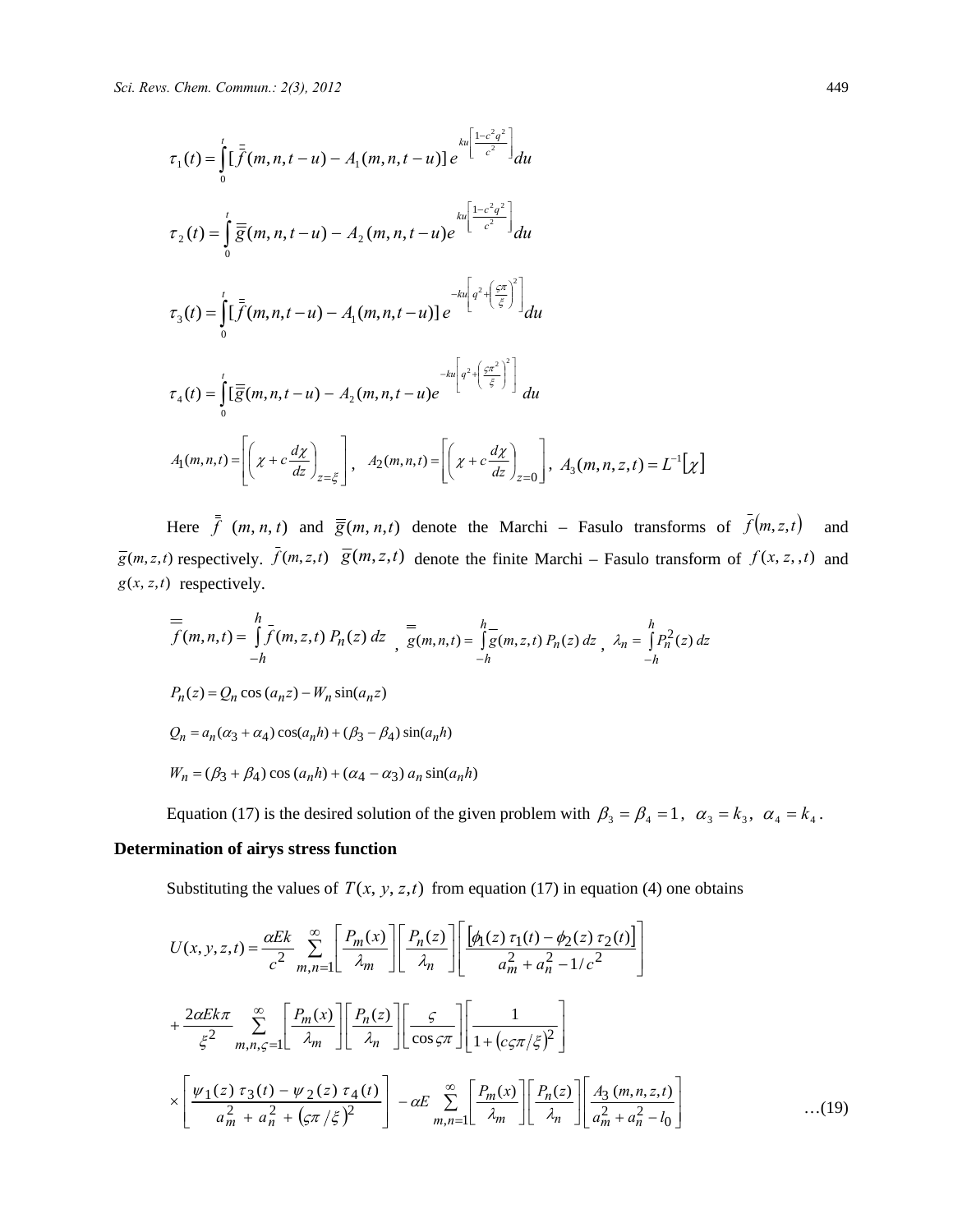$$\tau_1(t) = \int_0^t [\bar{\bar{f}}(m,n,t-u) - A_1(m,n,t-u)]\, e^{ku\left[\frac{1-c^2q^2}{c^2}\right]} du$$

$$\tau_2(t) = \int_0^t \bar{\bar{g}}(m,n,t-u) - A_2(m,n,t-u) e^{ku\left[\frac{1-c^2q^2}{c^2}\right]} du$$

$$\tau_3(t) = \int_0^t [\bar{\bar{f}}(m,n,t-u) - A_1(m,n,t-u)]\, e^{-ku\left[q^2 + \left(\frac{\varsigma\pi}{\xi}\right)^2\right]} du$$

$$\tau_4(t) = \int_0^t [\bar{\bar{g}}(m,n,t-u) - A_2(m,n,t-u) e^{-ku\left[q^2 + \left(\frac{\varsigma\pi^2}{\xi}\right)^2\right]} du$$

$$A_1(m,n,t) = \left[\left(\chi + c\frac{d\chi}{dz}\right)_{z=\xi}\right], \quad A_2(m,n,t) = \left[\left(\chi + c\frac{d\chi}{dz}\right)_{z=0}\right], \quad A_3(m,n,z,t) = L^{-1}[\chi]$$

Here $\bar{\bar{f}}\ (m,n,t)$ and $\bar{\bar{g}}(m,n,t)$ denote the Marchi – Fasulo transforms of $\bar{f}(m,z,t)$ and $\bar{g}(m,z,t)$ respectively. $\bar{f}(m,z,t)$ $\bar{g}(m,z,t)$ denote the finite Marchi – Fasulo transform of $f(x,z,,t)$ and $g(x,z,t)$ respectively.

$$\bar{\bar{f}}(m,n,t) = \int_{-h}^{h} \bar{f}(m,z,t)\, P_n(z)\, dz \;,\; \bar{\bar{g}}(m,n,t) = \int_{-h}^{h} \bar{g}(m,z,t)\, P_n(z)\, dz \;,\; \lambda_n = \int_{-h}^{h} P_n^2(z)\, dz$$

$$P_n(z) = Q_n \cos(a_n z) - W_n \sin(a_n z)$$

$$Q_n = a_n(\alpha_3 + \alpha_4)\cos(a_n h) + (\beta_3 - \beta_4)\sin(a_n h)$$

$$W_n = (\beta_3 + \beta_4)\cos(a_n h) + (\alpha_4 - \alpha_3)\, a_n \sin(a_n h)$$

Equation (17) is the desired solution of the given problem with $\beta_3 = \beta_4 = 1$, $\alpha_3 = k_3$, $\alpha_4 = k_4$.

## Determination of airys stress function

Substituting the values of $T(x,y,z,t)$ from equation (17) in equation (4) one obtains

$$U(x,y,z,t) = \frac{\alpha E k}{c^2} \sum_{m,n=1}^{\infty} \left[\frac{P_m(x)}{\lambda_m}\right]\left[\frac{P_n(z)}{\lambda_n}\right]\left[\frac{[\phi_1(z)\,\tau_1(t) - \phi_2(z)\,\tau_2(t)]}{a_m^2 + a_n^2 - 1/c^2}\right]$$

$$+ \frac{2\alpha E k \pi}{\xi^2} \sum_{m,n,\varsigma=1}^{\infty} \left[\frac{P_m(x)}{\lambda_m}\right]\left[\frac{P_n(z)}{\lambda_n}\right]\left[\frac{\varsigma}{\cos\varsigma\pi}\right]\left[\frac{1}{1+(c\varsigma\pi/\xi)^2}\right]$$

$$\times \left[\frac{\psi_1(z)\,\tau_3(t) - \psi_2(z)\,\tau_4(t)}{a_m^2 + a_n^2 + (\varsigma\pi/\xi)^2}\right] - \alpha E \sum_{m,n=1}^{\infty} \left[\frac{P_m(x)}{\lambda_m}\right]\left[\frac{P_n(z)}{\lambda_n}\right]\left[\frac{A_3(m,n,z,t)}{a_m^2 + a_n^2 - l_0}\right] \qquad \ldots(19)$$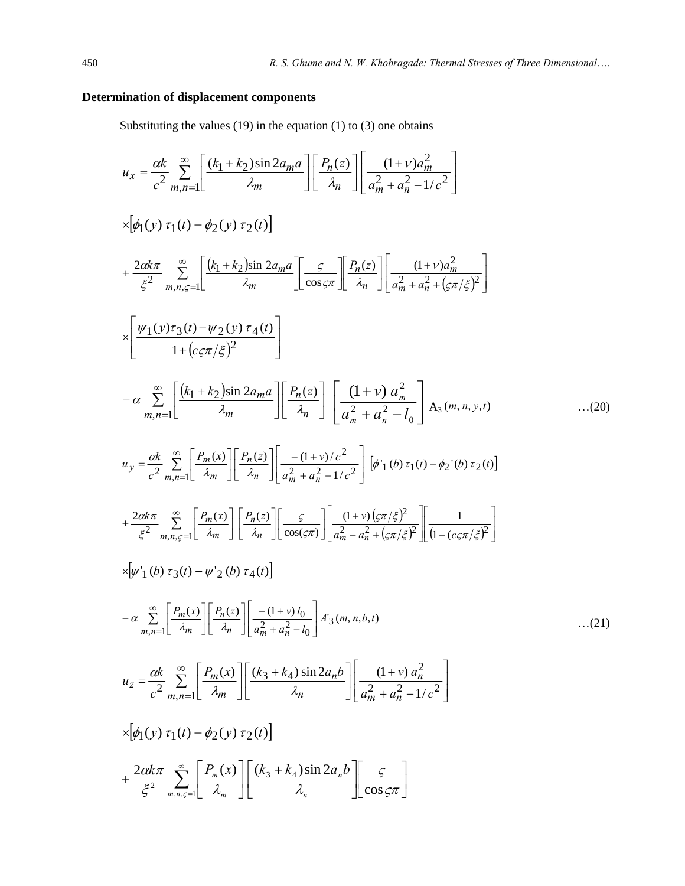### Determination of displacement components

Substituting the values (19) in the equation (1) to (3) one obtains

$$u_x = \frac{\alpha k}{c^2} \sum_{m,n=1}^{\infty} \left[ \frac{(k_1 + k_2) \sin 2a_m a}{\lambda_m} \right] \left[ \frac{P_n(z)}{\lambda_n} \right] \left[ \frac{(1+\nu) a_m^2}{a_m^2 + a_n^2 - 1/c^2} \right]$$

$$\times \left[ \phi_1(y)\, \tau_1(t) - \phi_2(y)\, \tau_2(t) \right]$$

$$+ \frac{2\alpha k \pi}{\xi^2} \sum_{m,n,\varsigma=1}^{\infty} \left[ \frac{(k_1 + k_2) \sin 2a_m a}{\lambda_m} \right] \left[ \frac{\varsigma}{\cos \varsigma \pi} \right] \left[ \frac{P_n(z)}{\lambda_n} \right] \left[ \frac{(1+\nu) a_m^2}{a_m^2 + a_n^2 + (\varsigma \pi / \xi)^2} \right]$$

$$\times \left[ \frac{\psi_1(y) \tau_3(t) - \psi_2(y)\, \tau_4(t)}{1 + (c \varsigma \pi / \xi)^2} \right]$$

$$- \alpha \sum_{m,n=1}^{\infty} \left[ \frac{(k_1 + k_2) \sin 2a_m a}{\lambda_m} \right] \left[ \frac{P_n(z)}{\lambda_n} \right] \left[ \frac{(1+v)\, a_m^2}{a_m^2 + a_n^2 - l_0} \right] \mathrm{A}_3(m, n, y, t) \quad \text{…(20)}$$

$$u_y = \frac{\alpha k}{c^2} \sum_{m,n=1}^{\infty} \left[ \frac{P_m(x)}{\lambda_m} \right] \left[ \frac{P_n(z)}{\lambda_n} \right] \left[ \frac{-(1+v)/c^2}{a_m^2 + a_n^2 - 1/c^2} \right] \left[ \phi'_1(b)\, \tau_1(t) - \phi_2'(b)\, \tau_2(t) \right]$$

$$+ \frac{2\alpha k \pi}{\xi^2} \sum_{m,n,\varsigma=1}^{\infty} \left[ \frac{P_m(x)}{\lambda_m} \right] \left[ \frac{P_n(z)}{\lambda_n} \right] \left[ \frac{\varsigma}{\cos(\varsigma \pi)} \right] \left[ \frac{(1+v)(\varsigma \pi / \xi)^2}{a_m^2 + a_n^2 + (\varsigma \pi / \xi)^2} \right] \left[ \frac{1}{(1 + (c \varsigma \pi / \xi)^2} \right]$$

$$\times \left[ \psi'_1(b)\, \tau_3(t) - \psi'_2(b)\, \tau_4(t) \right]$$

$$- \alpha \sum_{m,n=1}^{\infty} \left[ \frac{P_m(x)}{\lambda_m} \right] \left[ \frac{P_n(z)}{\lambda_n} \right] \left[ \frac{-(1+v)\, l_0}{a_m^2 + a_n^2 - l_0} \right] A'_3(m, n, b, t) \quad \text{…(21)}$$

$$u_z = \frac{\alpha k}{c^2} \sum_{m,n=1}^{\infty} \left[ \frac{P_m(x)}{\lambda_m} \right] \left[ \frac{(k_3 + k_4) \sin 2a_n b}{\lambda_n} \right] \left[ \frac{(1+v)\, a_n^2}{a_m^2 + a_n^2 - 1/c^2} \right]$$

$$\times \left[ \phi_1(y)\, \tau_1(t) - \phi_2(y)\, \tau_2(t) \right]$$

$$+ \frac{2\alpha k \pi}{\xi^2} \sum_{m,n,\varsigma=1}^{\infty} \left[ \frac{P_m(x)}{\lambda_m} \right] \left[ \frac{(k_3 + k_4) \sin 2a_n b}{\lambda_n} \right] \left[ \frac{\varsigma}{\cos \varsigma \pi} \right]$$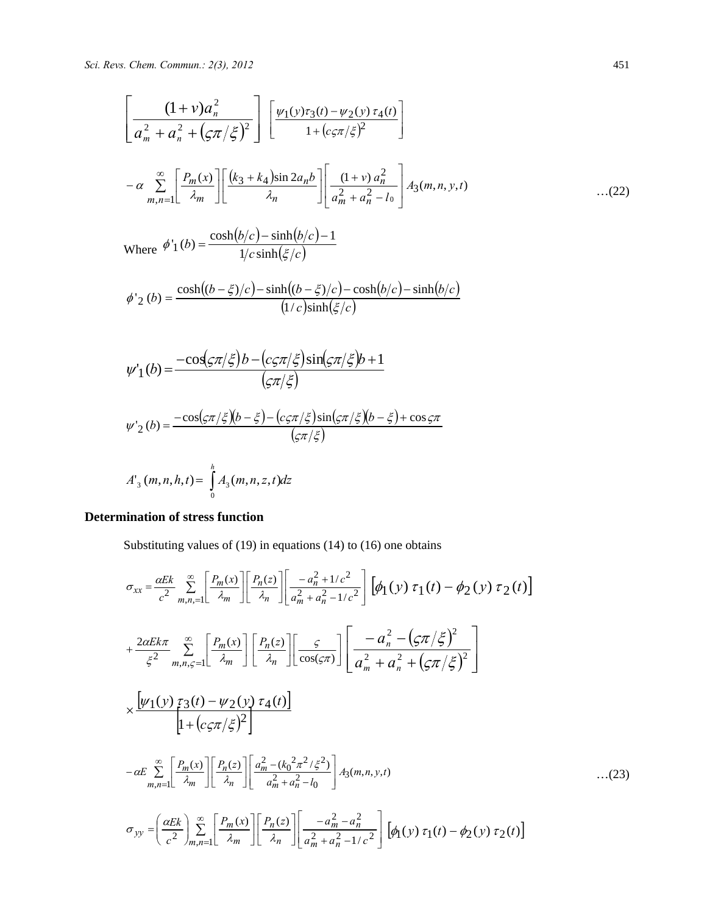$$\left[\frac{(1+v)a_n^2}{a_m^2+a_n^2+(\varsigma\pi/\xi)^2}\right]\left[\frac{\psi_1(y)\tau_3(t)-\psi_2(y)\,\tau_4(t)}{1+(c\varsigma\pi/\xi)^2}\right]$$

$$-\alpha\sum_{m,n=1}^{\infty}\left[\frac{P_m(x)}{\lambda_m}\right]\left[\frac{(k_3+k_4)\sin 2a_n b}{\lambda_n}\right]\left[\frac{(1+v)\,a_n^2}{a_m^2+a_n^2-l_0}\right]A_3(m,n,y,t) \qquad \ldots(22)$$

Where $\phi'_1(b)=\dfrac{\cosh(b/c)-\sinh(b/c)-1}{1/c\sinh(\xi/c)}$

$$\phi'_2(b)=\frac{\cosh((b-\xi)/c)-\sinh((b-\xi)/c)-\cosh(b/c)-\sinh(b/c)}{(1/c)\sinh(\xi/c)}$$

$$\psi'_1(b)=\frac{-\cos(\varsigma\pi/\xi)\,b-(c\varsigma\pi/\xi)\sin(\varsigma\pi/\xi)b+1}{(\varsigma\pi/\xi)}$$

$$\psi'_2(b)=\frac{-\cos(\varsigma\pi/\xi)(b-\xi)-(c\varsigma\pi/\xi)\sin(\varsigma\pi/\xi)(b-\xi)+\cos\varsigma\pi}{(\varsigma\pi/\xi)}$$

$$A'_3(m,n,h,t)=\int_0^h A_3(m,n,z,t)dz$$

## Determination of stress function

Substituting values of (19) in equations (14) to (16) one obtains

$$\sigma_{xx}=\frac{\alpha Ek}{c^2}\sum_{m,n,=1}^{\infty}\left[\frac{P_m(x)}{\lambda_m}\right]\left[\frac{P_n(z)}{\lambda_n}\right]\left[\frac{-a_n^2+1/c^2}{a_m^2+a_n^2-1/c^2}\right]\left[\phi_1(y)\,\tau_1(t)-\phi_2(y)\,\tau_2(t)\right]$$

$$+\frac{2\alpha Ek\pi}{\xi^2}\sum_{m,n,\varsigma=1}^{\infty}\left[\frac{P_m(x)}{\lambda_m}\right]\left[\frac{P_n(z)}{\lambda_n}\right]\left[\frac{\varsigma}{\cos(\varsigma\pi)}\right]\left[\frac{-a_n^2-(\varsigma\pi/\xi)^2}{a_m^2+a_n^2+(\varsigma\pi/\xi)^2}\right]$$

$$\times\frac{\left[\psi_1(y)\,\tau_3(t)-\psi_2(y)\,\tau_4(t)\right]}{\left[1+(c\varsigma\pi/\xi)^2\right]}$$

$$-\alpha E\sum_{m,n=1}^{\infty}\left[\frac{P_m(x)}{\lambda_m}\right]\left[\frac{P_n(z)}{\lambda_n}\right]\left[\frac{a_m^2-(k_0{}^2\pi^2/\xi^2)}{a_m^2+a_n^2-l_0}\right]A_3(m,n,y,t) \qquad \ldots(23)$$

$$\sigma_{yy}=\left(\frac{\alpha Ek}{c^2}\right)\sum_{m,n=1}^{\infty}\left[\frac{P_m(x)}{\lambda_m}\right]\left[\frac{P_n(z)}{\lambda_n}\right]\left[\frac{-a_m^2-a_n^2}{a_m^2+a_n^2-1/c^2}\right]\left[\phi_1(y)\,\tau_1(t)-\phi_2(y)\,\tau_2(t)\right]$$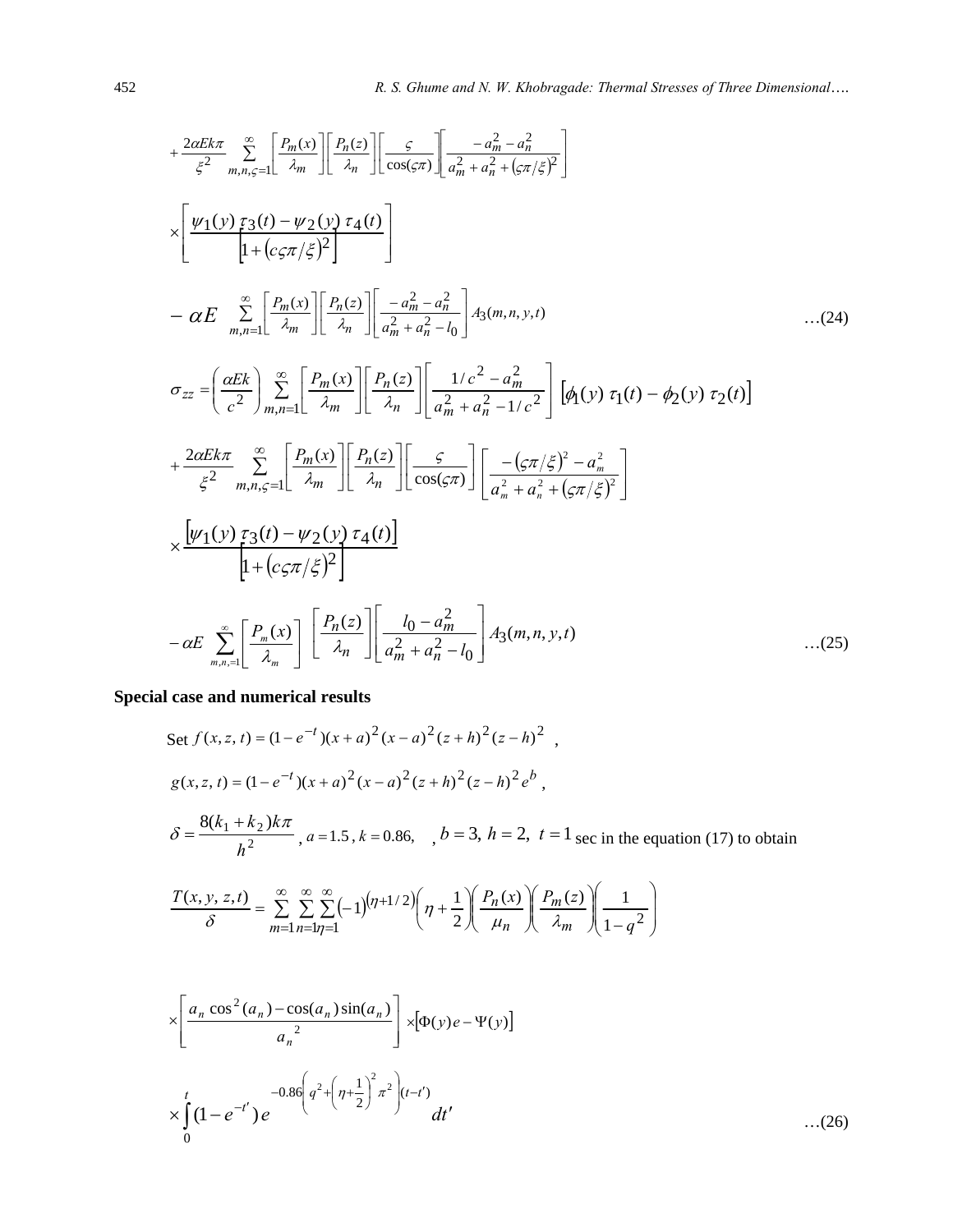$$+\frac{2\alpha Ek\pi}{\xi^2}\sum_{m,n,\varsigma=1}^{\infty}\left[\frac{P_m(x)}{\lambda_m}\right]\left[\frac{P_n(z)}{\lambda_n}\right]\left[\frac{\varsigma}{\cos(\varsigma\pi)}\right]\left[\frac{-a_m^2-a_n^2}{a_m^2+a_n^2+(\varsigma\pi/\xi)^2}\right]$$

$$\times\left[\frac{\psi_1(y)\,\tau_3(t)-\psi_2(y)\,\tau_4(t)}{\left[1+(c\varsigma\pi/\xi)^2\right]}\right]$$

$$-\alpha E\sum_{m,n=1}^{\infty}\left[\frac{P_m(x)}{\lambda_m}\right]\left[\frac{P_n(z)}{\lambda_n}\right]\left[\frac{-a_m^2-a_n^2}{a_m^2+a_n^2-l_0}\right]A_3(m,n,y,t) \qquad \ldots(24)$$

$$\sigma_{zz}=\left(\frac{\alpha Ek}{c^2}\right)\sum_{m,n=1}^{\infty}\left[\frac{P_m(x)}{\lambda_m}\right]\left[\frac{P_n(z)}{\lambda_n}\right]\left[\frac{1/c^2-a_m^2}{a_m^2+a_n^2-1/c^2}\right]\left[\phi_1(y)\,\tau_1(t)-\phi_2(y)\,\tau_2(t)\right]$$

$$+\frac{2\alpha Ek\pi}{\xi^2}\sum_{m,n,\varsigma=1}^{\infty}\left[\frac{P_m(x)}{\lambda_m}\right]\left[\frac{P_n(z)}{\lambda_n}\right]\left[\frac{\varsigma}{\cos(\varsigma\pi)}\right]\left[\frac{-(\varsigma\pi/\xi)^2-a_m^2}{a_m^2+a_n^2+(\varsigma\pi/\xi)^2}\right]$$

$$\times\frac{\left[\psi_1(y)\,\tau_3(t)-\psi_2(y)\,\tau_4(t)\right]}{\left[1+(c\varsigma\pi/\xi)^2\right]}$$

$$-\alpha E\sum_{m,n,=1}^{\infty}\left[\frac{P_m(x)}{\lambda_m}\right]\left[\frac{P_n(z)}{\lambda_n}\right]\left[\frac{l_0-a_m^2}{a_m^2+a_n^2-l_0}\right]A_3(m,n,y,t) \qquad \ldots(25)$$

**Special case and numerical results**

Set $f(x,z,t)=(1-e^{-t})(x+a)^2(x-a)^2(z+h)^2(z-h)^2$ ,

$g(x,z,t)=(1-e^{-t})(x+a)^2(x-a)^2(z+h)^2(z-h)^2e^b$ ,

$\delta=\dfrac{8(k_1+k_2)k\pi}{h^2}$ , $a=1.5$ , $k=0.86,$ , $b=3,\ h=2,\ t=1$ sec in the equation (17) to obtain

$$\frac{T(x,y,z,t)}{\delta}=\sum_{m=1}^{\infty}\sum_{n=1}^{\infty}\sum_{\eta=1}^{\infty}(-1)^{(\eta+1/2)}\left(\eta+\frac{1}{2}\right)\left(\frac{P_n(x)}{\mu_n}\right)\left(\frac{P_m(z)}{\lambda_m}\right)\left(\frac{1}{1-q^2}\right)$$

$$\times\left[\frac{a_n\cos^2(a_n)-\cos(a_n)\sin(a_n)}{a_n^{\ 2}}\right]\times\left[\Phi(y)e-\Psi(y)\right]$$

$$\times\int_0^t(1-e^{-t'})\,e^{-0.86\left(q^2+\left(\eta+\frac{1}{2}\right)^2\pi^2\right)(t-t')}\,dt' \qquad \ldots(26)$$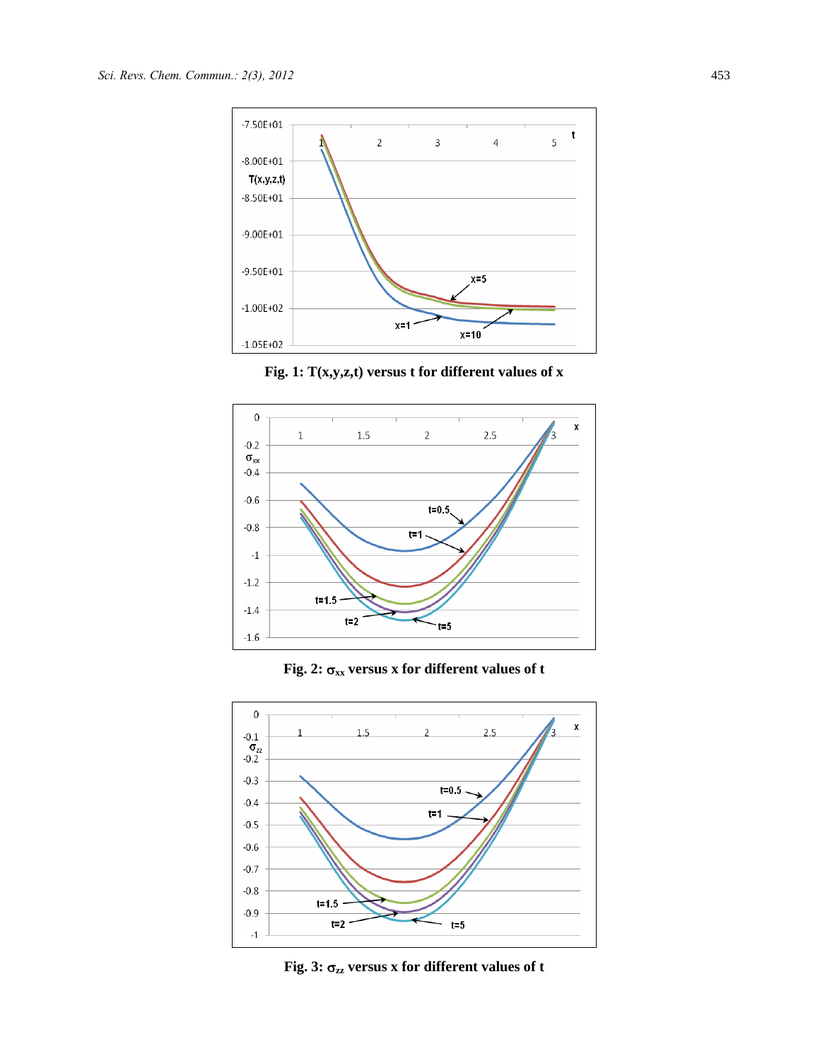Fig. 1: $T(x,y,z,t)$ versus t for different values of x

Fig. 2: $\sigma_{xx}$ versus x for different values of t

Fig. 3: $\sigma_{zz}$ versus x for different values of t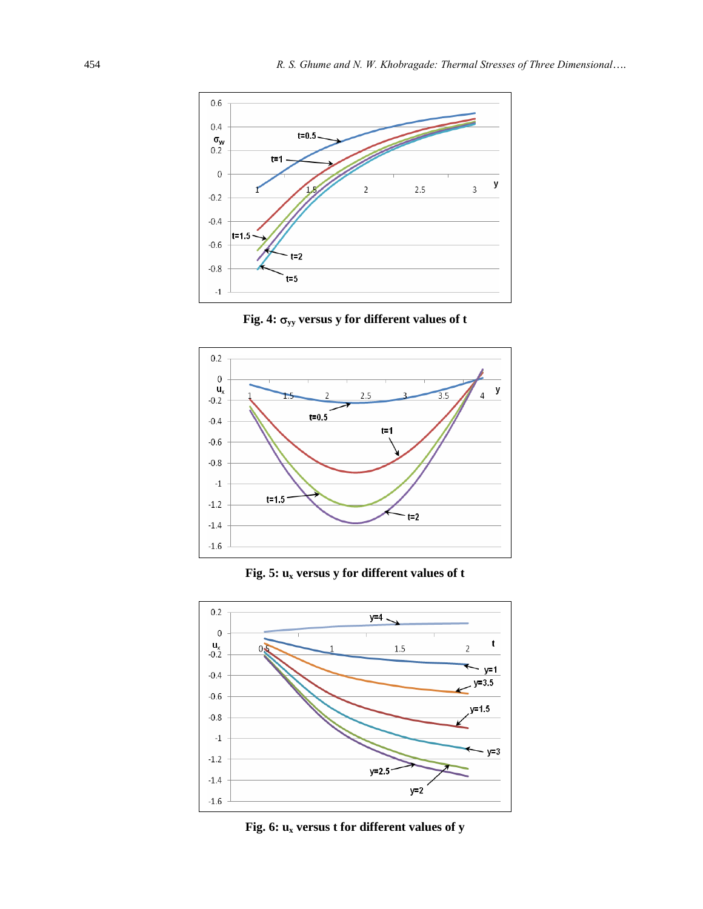Fig. 4: $\sigma_{yy}$ versus y for different values of t

Fig. 5: $u_x$ versus y for different values of t

Fig. 6: $u_x$ versus t for different values of y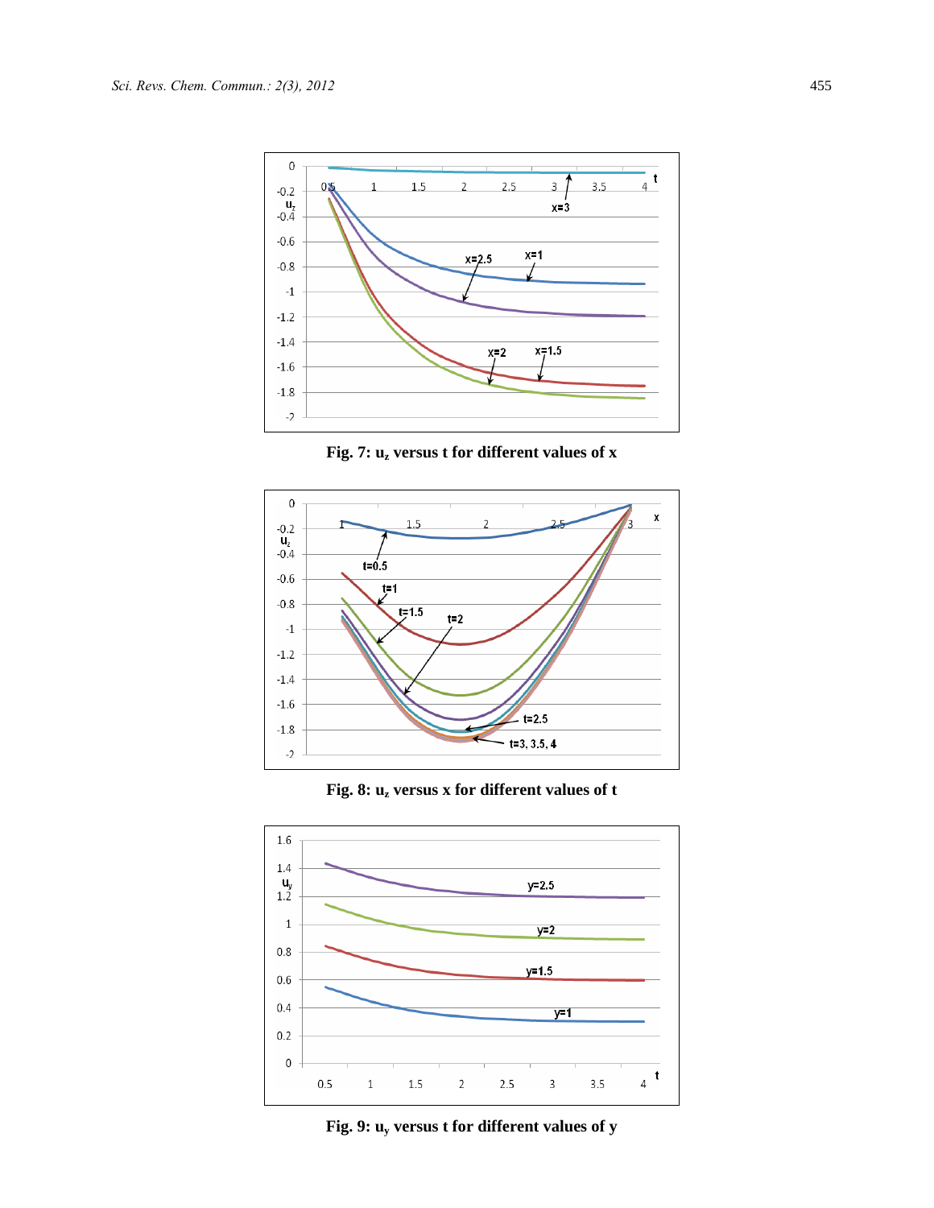**Fig. 7: $u_z$ versus t for different values of x**

**Fig. 8: $u_z$ versus x for different values of t**

**Fig. 9: $u_y$ versus t for different values of y**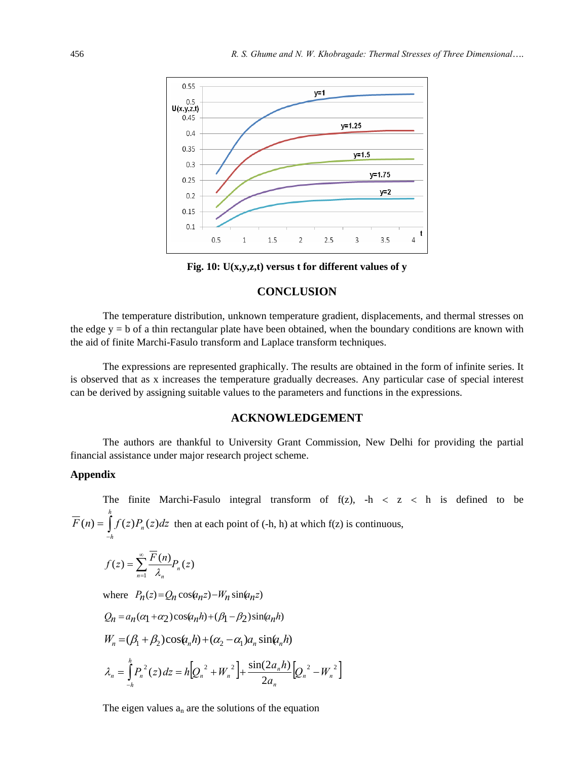Fig. 10: U(x,y,z,t) versus t for different values of y

## CONCLUSION

The temperature distribution, unknown temperature gradient, displacements, and thermal stresses on the edge y = b of a thin rectangular plate have been obtained, when the boundary conditions are known with the aid of finite Marchi-Fasulo transform and Laplace transform techniques.

The expressions are represented graphically. The results are obtained in the form of infinite series. It is observed that as x increases the temperature gradually decreases. Any particular case of special interest can be derived by assigning suitable values to the parameters and functions in the expressions.

## ACKNOWLEDGEMENT

The authors are thankful to University Grant Commission, New Delhi for providing the partial financial assistance under major research project scheme.

### Appendix

The finite Marchi-Fasulo integral transform of f(z), -h < z < h is defined to be $\overline{F}(n) = \int_{-h}^{h} f(z) P_n(z) dz$ then at each point of (-h, h) at which f(z) is continuous,

$$f(z) = \sum_{n=1}^{\infty} \frac{\overline{F}(n)}{\lambda_n} P_n(z)$$

where $P_n(z) = Q_n \cos(a_n z) - W_n \sin(a_n z)$

$$Q_n = a_n(\alpha_1 + \alpha_2)\cos(a_n h) + (\beta_1 - \beta_2)\sin(a_n h)$$

$$W_n = (\beta_1 + \beta_2)\cos(a_n h) + (\alpha_2 - \alpha_1) a_n \sin(a_n h)$$

$$\lambda_n = \int_{-h}^{h} P_n^2(z)\, dz = h\left[Q_n^2 + W_n^2\right] + \frac{\sin(2a_n h)}{2a_n}\left[Q_n^2 - W_n^2\right]$$

The eigen values $a_n$ are the solutions of the equation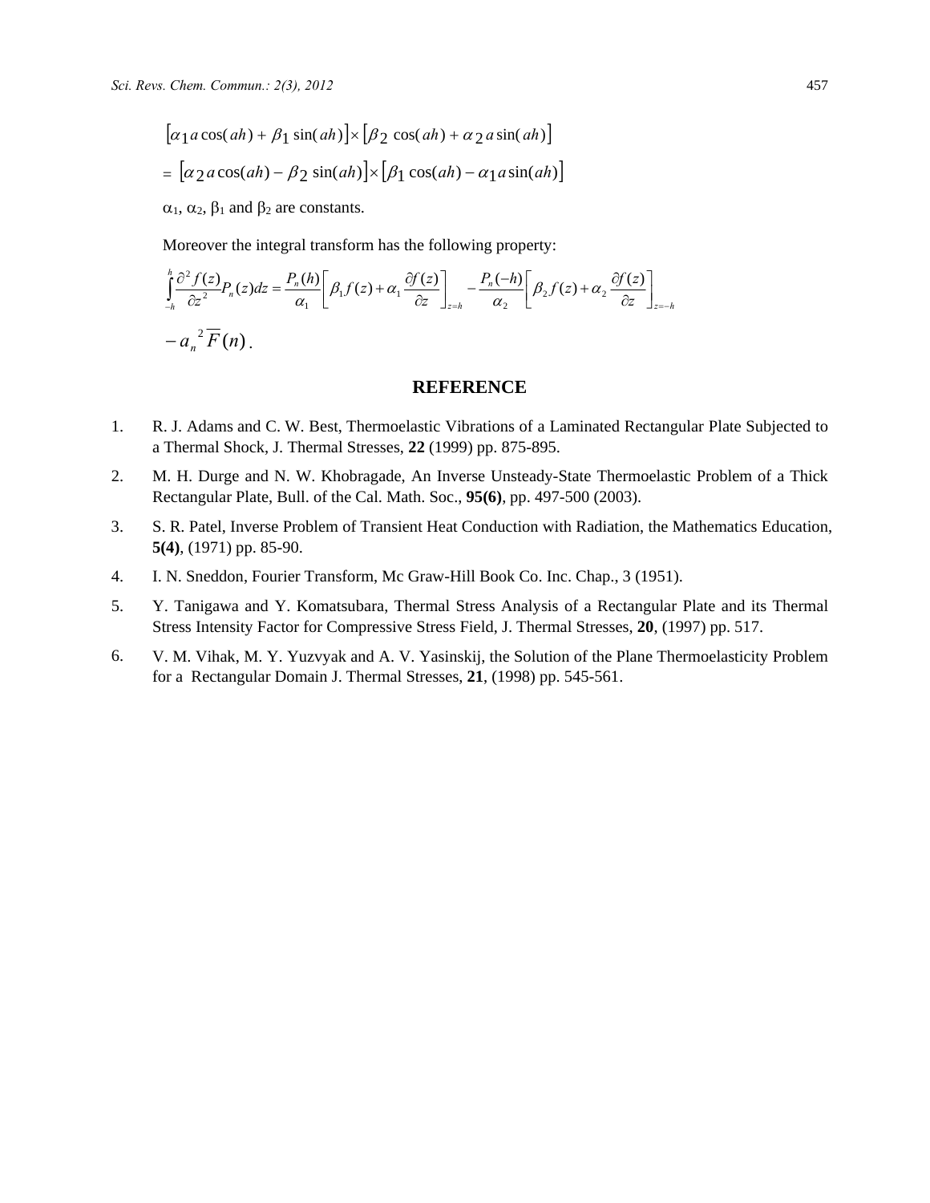$$\left[\alpha_1 a \cos(ah) + \beta_1 \sin(ah)\right] \times \left[\beta_2 \cos(ah) + \alpha_2 a \sin(ah)\right]$$

$$= \left[\alpha_2 a \cos(ah) - \beta_2 \sin(ah)\right] \times \left[\beta_1 \cos(ah) - \alpha_1 a \sin(ah)\right]$$

$\alpha_1$, $\alpha_2$, $\beta_1$ and $\beta_2$ are constants.

Moreover the integral transform has the following property:

$$\int_{-h}^{h} \frac{\partial^2 f(z)}{\partial z^2} P_n(z) dz = \frac{P_n(h)}{\alpha_1}\left[\beta_1 f(z) + \alpha_1 \frac{\partial f(z)}{\partial z}\right]_{z=h} - \frac{P_n(-h)}{\alpha_2}\left[\beta_2 f(z) + \alpha_2 \frac{\partial f(z)}{\partial z}\right]_{z=-h}$$

$$- a_n^{\,2}\,\overline{F}(n).$$

## REFERENCE

1. R. J. Adams and C. W. Best, Thermoelastic Vibrations of a Laminated Rectangular Plate Subjected to a Thermal Shock, J. Thermal Stresses, **22** (1999) pp. 875-895.
2. M. H. Durge and N. W. Khobragade, An Inverse Unsteady-State Thermoelastic Problem of a Thick Rectangular Plate, Bull. of the Cal. Math. Soc., **95(6)**, pp. 497-500 (2003).
3. S. R. Patel, Inverse Problem of Transient Heat Conduction with Radiation, the Mathematics Education, **5(4)**, (1971) pp. 85-90.
4. I. N. Sneddon, Fourier Transform, Mc Graw-Hill Book Co. Inc. Chap., 3 (1951).
5. Y. Tanigawa and Y. Komatsubara, Thermal Stress Analysis of a Rectangular Plate and its Thermal Stress Intensity Factor for Compressive Stress Field, J. Thermal Stresses, **20**, (1997) pp. 517.
6. V. M. Vihak, M. Y. Yuzvyak and A. V. Yasinskij, the Solution of the Plane Thermoelasticity Problem for a Rectangular Domain J. Thermal Stresses, **21**, (1998) pp. 545-561.